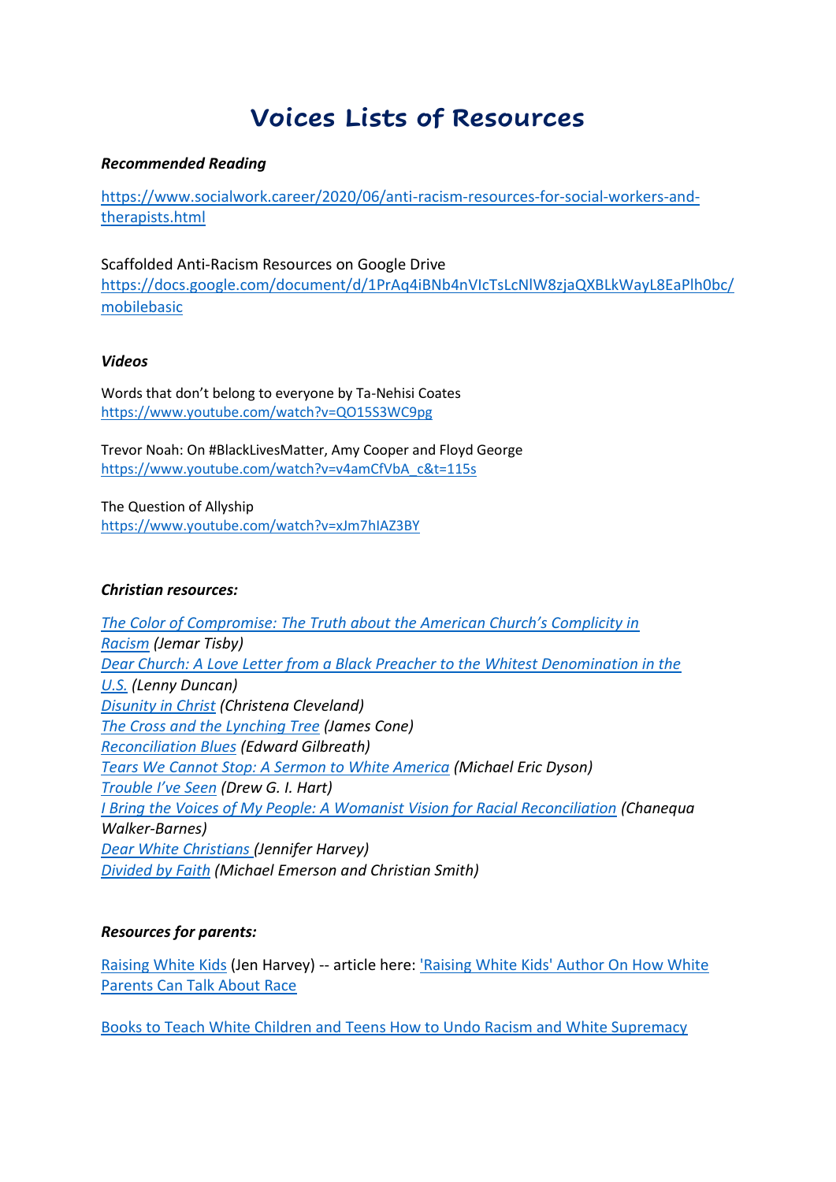# Voices Lists of Resources

***Recommended Reading***

https://www.socialwork.career/2020/06/anti-racism-resources-for-social-workers-and-therapists.html

Scaffolded Anti-Racism Resources on Google Drive
https://docs.google.com/document/d/1PrAq4iBNb4nVIcTsLcNlW8zjaQXBLkWayL8EaPlh0bc/mobilebasic

***Videos***

Words that don't belong to everyone by Ta-Nehisi Coates
https://www.youtube.com/watch?v=QO15S3WC9pg

Trevor Noah: On #BlackLivesMatter, Amy Cooper and Floyd George
https://www.youtube.com/watch?v=v4amCfVbA_c&t=115s

The Question of Allyship
https://www.youtube.com/watch?v=xJm7hIAZ3BY

***Christian resources:***

*The Color of Compromise: The Truth about the American Church's Complicity in Racism (Jemar Tisby)*
*Dear Church: A Love Letter from a Black Preacher to the Whitest Denomination in the U.S. (Lenny Duncan)*
*Disunity in Christ (Christena Cleveland)*
*The Cross and the Lynching Tree (James Cone)*
*Reconciliation Blues (Edward Gilbreath)*
*Tears We Cannot Stop: A Sermon to White America (Michael Eric Dyson)*
*Trouble I've Seen (Drew G. I. Hart)*
*I Bring the Voices of My People: A Womanist Vision for Racial Reconciliation (Chanequa Walker-Barnes)*
*Dear White Christians (Jennifer Harvey)*
*Divided by Faith (Michael Emerson and Christian Smith)*

***Resources for parents:***

Raising White Kids (Jen Harvey) -- article here: 'Raising White Kids' Author On How White Parents Can Talk About Race

Books to Teach White Children and Teens How to Undo Racism and White Supremacy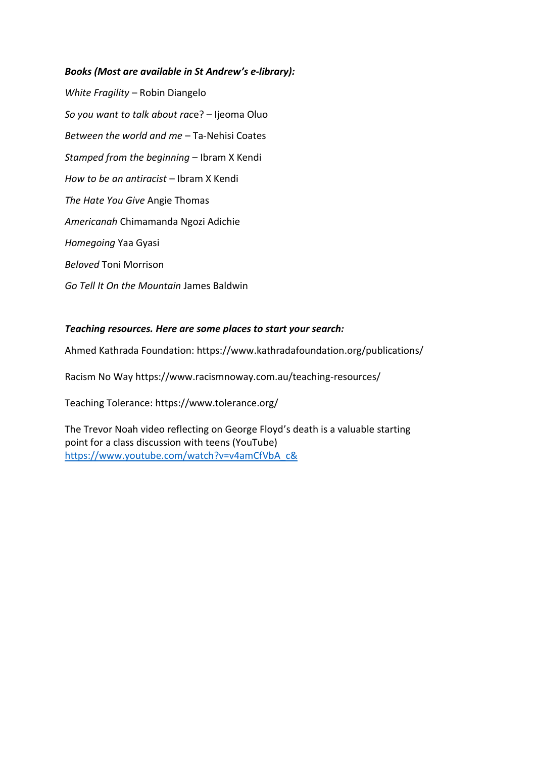***Books (Most are available in St Andrew's e-library):***

*White Fragility* – Robin Diangelo

*So you want to talk about rac*e? – Ijeoma Oluo

*Between the world and me* – Ta-Nehisi Coates

*Stamped from the beginning* – Ibram X Kendi

*How to be an antiracist* – Ibram X Kendi

*The Hate You Give* Angie Thomas

*Americanah* Chimamanda Ngozi Adichie

*Homegoing* Yaa Gyasi

*Beloved* Toni Morrison

*Go Tell It On the Mountain* James Baldwin

***Teaching resources. Here are some places to start your search:***

Ahmed Kathrada Foundation: https://www.kathradafoundation.org/publications/

Racism No Way https://www.racismnoway.com.au/teaching-resources/

Teaching Tolerance: https://www.tolerance.org/

The Trevor Noah video reflecting on George Floyd's death is a valuable starting point for a class discussion with teens (YouTube) https://www.youtube.com/watch?v=v4amCfVbA_c&